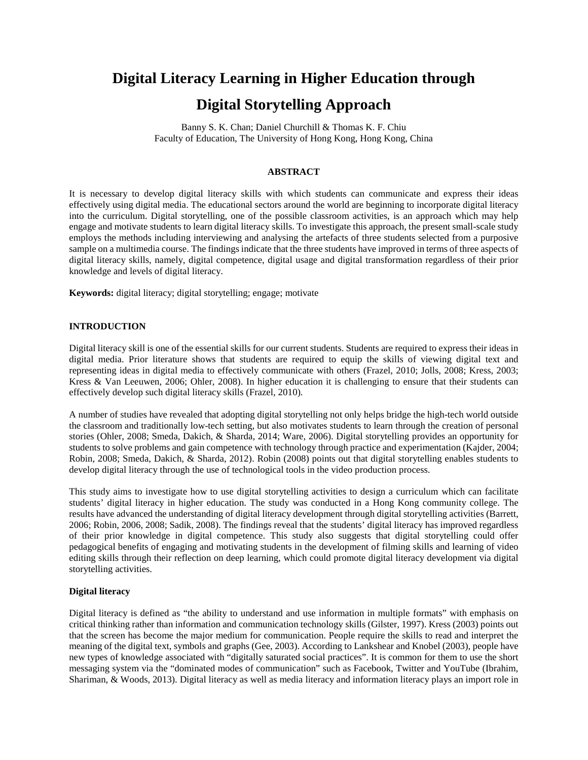# Digital Literacy Learning in Higher Education through Digital Storytelling Approach

Banny S. K. Chan; Daniel Churchill & Thomas K. F. Chiu
Faculty of Education, The University of Hong Kong, Hong Kong, China

## ABSTRACT

It is necessary to develop digital literacy skills with which students can communicate and express their ideas effectively using digital media. The educational sectors around the world are beginning to incorporate digital literacy into the curriculum. Digital storytelling, one of the possible classroom activities, is an approach which may help engage and motivate students to learn digital literacy skills. To investigate this approach, the present small-scale study employs the methods including interviewing and analysing the artefacts of three students selected from a purposive sample on a multimedia course. The findings indicate that the three students have improved in terms of three aspects of digital literacy skills, namely, digital competence, digital usage and digital transformation regardless of their prior knowledge and levels of digital literacy.

**Keywords:** digital literacy; digital storytelling; engage; motivate

## INTRODUCTION

Digital literacy skill is one of the essential skills for our current students. Students are required to express their ideas in digital media. Prior literature shows that students are required to equip the skills of viewing digital text and representing ideas in digital media to effectively communicate with others (Frazel, 2010; Jolls, 2008; Kress, 2003; Kress & Van Leeuwen, 2006; Ohler, 2008). In higher education it is challenging to ensure that their students can effectively develop such digital literacy skills (Frazel, 2010).

A number of studies have revealed that adopting digital storytelling not only helps bridge the high-tech world outside the classroom and traditionally low-tech setting, but also motivates students to learn through the creation of personal stories (Ohler, 2008; Smeda, Dakich, & Sharda, 2014; Ware, 2006). Digital storytelling provides an opportunity for students to solve problems and gain competence with technology through practice and experimentation (Kajder, 2004; Robin, 2008; Smeda, Dakich, & Sharda, 2012). Robin (2008) points out that digital storytelling enables students to develop digital literacy through the use of technological tools in the video production process.

This study aims to investigate how to use digital storytelling activities to design a curriculum which can facilitate students' digital literacy in higher education. The study was conducted in a Hong Kong community college. The results have advanced the understanding of digital literacy development through digital storytelling activities (Barrett, 2006; Robin, 2006, 2008; Sadik, 2008). The findings reveal that the students' digital literacy has improved regardless of their prior knowledge in digital competence. This study also suggests that digital storytelling could offer pedagogical benefits of engaging and motivating students in the development of filming skills and learning of video editing skills through their reflection on deep learning, which could promote digital literacy development via digital storytelling activities.

### Digital literacy

Digital literacy is defined as "the ability to understand and use information in multiple formats" with emphasis on critical thinking rather than information and communication technology skills (Gilster, 1997). Kress (2003) points out that the screen has become the major medium for communication. People require the skills to read and interpret the meaning of the digital text, symbols and graphs (Gee, 2003). According to Lankshear and Knobel (2003), people have new types of knowledge associated with "digitally saturated social practices". It is common for them to use the short messaging system via the "dominated modes of communication" such as Facebook, Twitter and YouTube (Ibrahim, Shariman, & Woods, 2013). Digital literacy as well as media literacy and information literacy plays an import role in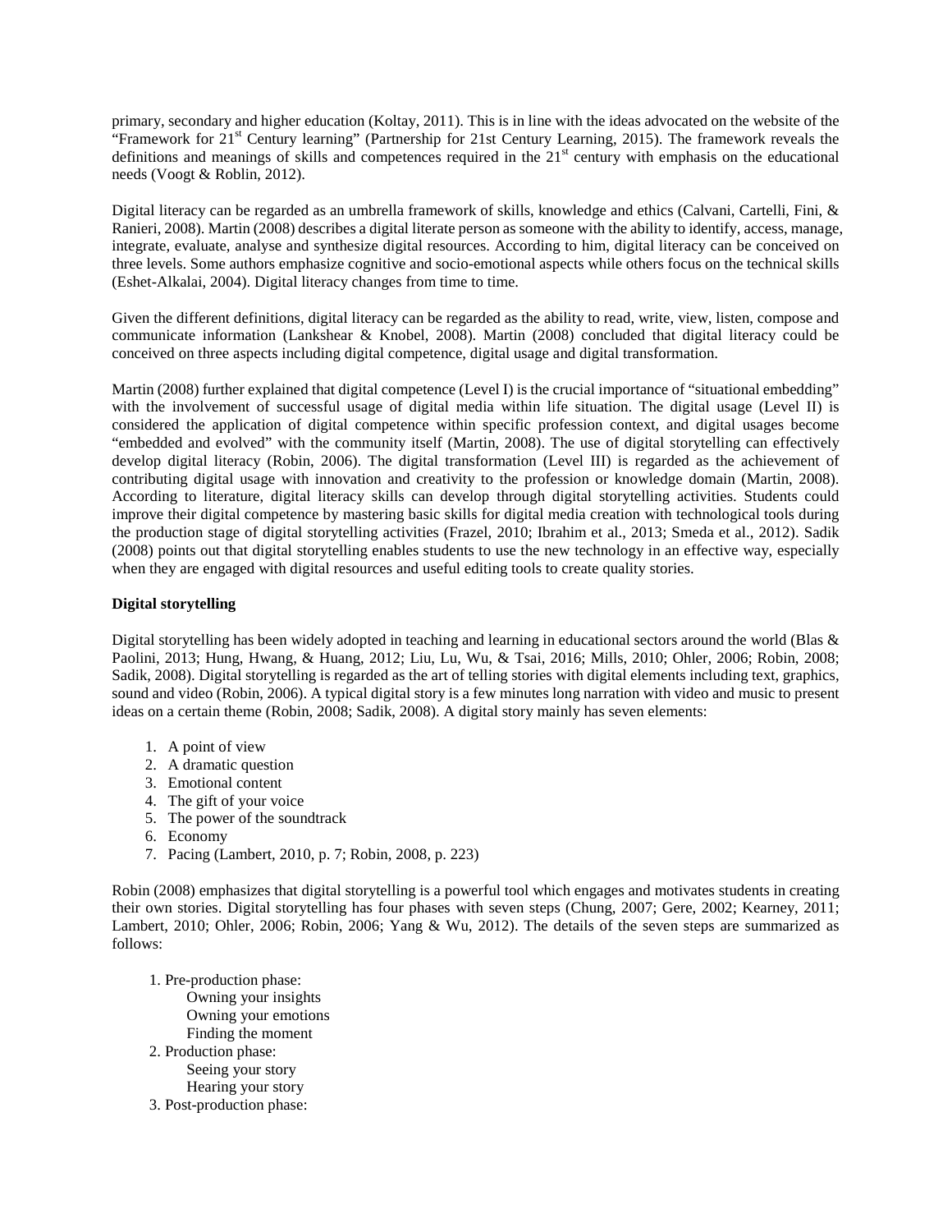primary, secondary and higher education (Koltay, 2011). This is in line with the ideas advocated on the website of the "Framework for 21st Century learning" (Partnership for 21st Century Learning, 2015). The framework reveals the definitions and meanings of skills and competences required in the 21st century with emphasis on the educational needs (Voogt & Roblin, 2012).

Digital literacy can be regarded as an umbrella framework of skills, knowledge and ethics (Calvani, Cartelli, Fini, & Ranieri, 2008). Martin (2008) describes a digital literate person as someone with the ability to identify, access, manage, integrate, evaluate, analyse and synthesize digital resources. According to him, digital literacy can be conceived on three levels. Some authors emphasize cognitive and socio-emotional aspects while others focus on the technical skills (Eshet-Alkalai, 2004). Digital literacy changes from time to time.

Given the different definitions, digital literacy can be regarded as the ability to read, write, view, listen, compose and communicate information (Lankshear & Knobel, 2008). Martin (2008) concluded that digital literacy could be conceived on three aspects including digital competence, digital usage and digital transformation.

Martin (2008) further explained that digital competence (Level I) is the crucial importance of "situational embedding" with the involvement of successful usage of digital media within life situation. The digital usage (Level II) is considered the application of digital competence within specific profession context, and digital usages become "embedded and evolved" with the community itself (Martin, 2008). The use of digital storytelling can effectively develop digital literacy (Robin, 2006). The digital transformation (Level III) is regarded as the achievement of contributing digital usage with innovation and creativity to the profession or knowledge domain (Martin, 2008). According to literature, digital literacy skills can develop through digital storytelling activities. Students could improve their digital competence by mastering basic skills for digital media creation with technological tools during the production stage of digital storytelling activities (Frazel, 2010; Ibrahim et al., 2013; Smeda et al., 2012). Sadik (2008) points out that digital storytelling enables students to use the new technology in an effective way, especially when they are engaged with digital resources and useful editing tools to create quality stories.

**Digital storytelling**

Digital storytelling has been widely adopted in teaching and learning in educational sectors around the world (Blas & Paolini, 2013; Hung, Hwang, & Huang, 2012; Liu, Lu, Wu, & Tsai, 2016; Mills, 2010; Ohler, 2006; Robin, 2008; Sadik, 2008). Digital storytelling is regarded as the art of telling stories with digital elements including text, graphics, sound and video (Robin, 2006). A typical digital story is a few minutes long narration with video and music to present ideas on a certain theme (Robin, 2008; Sadik, 2008). A digital story mainly has seven elements:

1. A point of view
2. A dramatic question
3. Emotional content
4. The gift of your voice
5. The power of the soundtrack
6. Economy
7. Pacing (Lambert, 2010, p. 7; Robin, 2008, p. 223)

Robin (2008) emphasizes that digital storytelling is a powerful tool which engages and motivates students in creating their own stories. Digital storytelling has four phases with seven steps (Chung, 2007; Gere, 2002; Kearney, 2011; Lambert, 2010; Ohler, 2006; Robin, 2006; Yang & Wu, 2012). The details of the seven steps are summarized as follows:

1. Pre-production phase:
   - Owning your insights
   - Owning your emotions
   - Finding the moment
2. Production phase:
   - Seeing your story
   - Hearing your story
3. Post-production phase: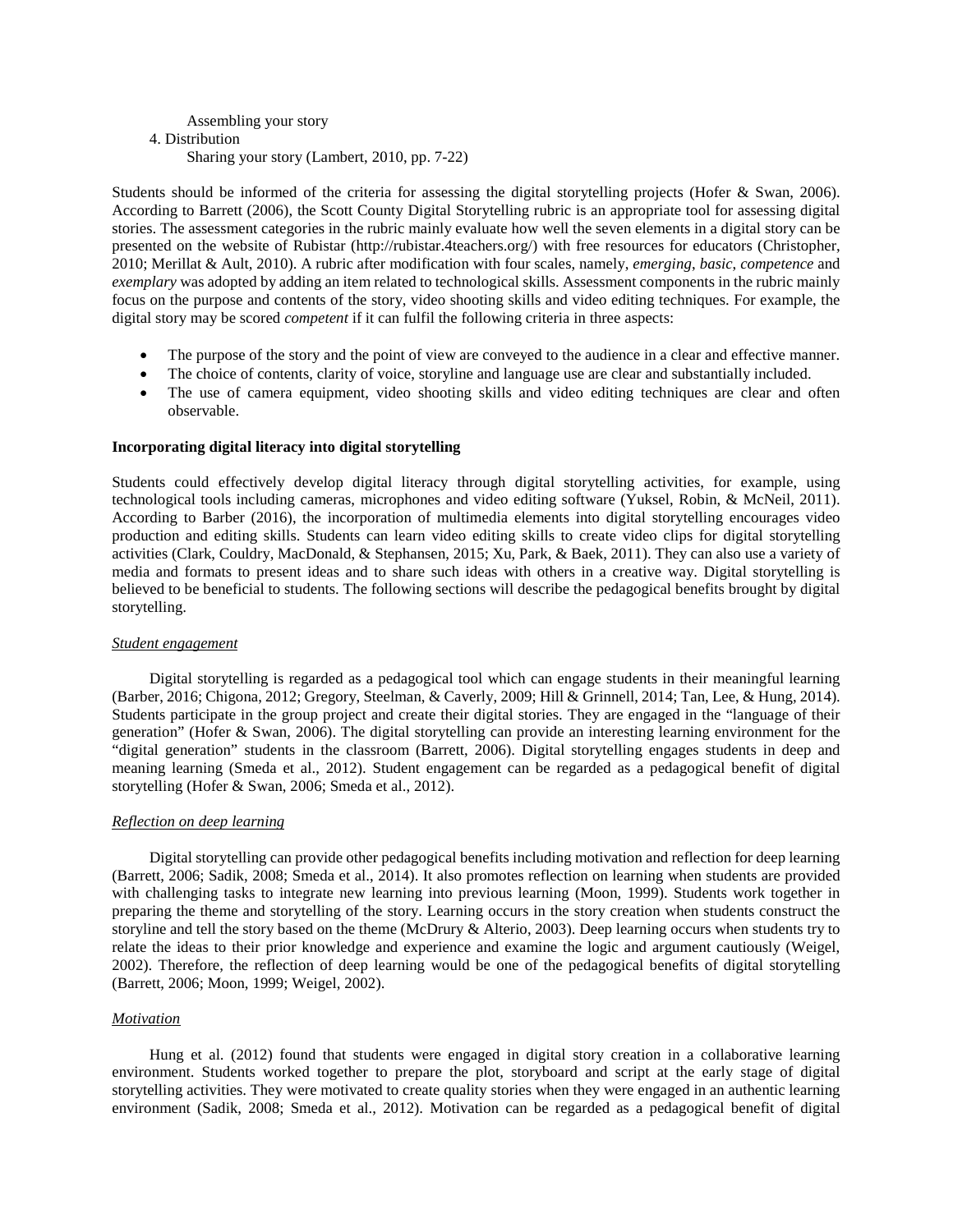Assembling your story

4. Distribution

Sharing your story (Lambert, 2010, pp. 7-22)

Students should be informed of the criteria for assessing the digital storytelling projects (Hofer & Swan, 2006). According to Barrett (2006), the Scott County Digital Storytelling rubric is an appropriate tool for assessing digital stories. The assessment categories in the rubric mainly evaluate how well the seven elements in a digital story can be presented on the website of Rubistar (http://rubistar.4teachers.org/) with free resources for educators (Christopher, 2010; Merillat & Ault, 2010). A rubric after modification with four scales, namely, *emerging*, *basic*, *competence* and *exemplary* was adopted by adding an item related to technological skills. Assessment components in the rubric mainly focus on the purpose and contents of the story, video shooting skills and video editing techniques. For example, the digital story may be scored *competent* if it can fulfil the following criteria in three aspects:

- The purpose of the story and the point of view are conveyed to the audience in a clear and effective manner.
- The choice of contents, clarity of voice, storyline and language use are clear and substantially included.
- The use of camera equipment, video shooting skills and video editing techniques are clear and often observable.

**Incorporating digital literacy into digital storytelling**

Students could effectively develop digital literacy through digital storytelling activities, for example, using technological tools including cameras, microphones and video editing software (Yuksel, Robin, & McNeil, 2011). According to Barber (2016), the incorporation of multimedia elements into digital storytelling encourages video production and editing skills. Students can learn video editing skills to create video clips for digital storytelling activities (Clark, Couldry, MacDonald, & Stephansen, 2015; Xu, Park, & Baek, 2011). They can also use a variety of media and formats to present ideas and to share such ideas with others in a creative way. Digital storytelling is believed to be beneficial to students. The following sections will describe the pedagogical benefits brought by digital storytelling.

*Student engagement*

Digital storytelling is regarded as a pedagogical tool which can engage students in their meaningful learning (Barber, 2016; Chigona, 2012; Gregory, Steelman, & Caverly, 2009; Hill & Grinnell, 2014; Tan, Lee, & Hung, 2014). Students participate in the group project and create their digital stories. They are engaged in the "language of their generation" (Hofer & Swan, 2006). The digital storytelling can provide an interesting learning environment for the "digital generation" students in the classroom (Barrett, 2006). Digital storytelling engages students in deep and meaning learning (Smeda et al., 2012). Student engagement can be regarded as a pedagogical benefit of digital storytelling (Hofer & Swan, 2006; Smeda et al., 2012).

*Reflection on deep learning*

Digital storytelling can provide other pedagogical benefits including motivation and reflection for deep learning (Barrett, 2006; Sadik, 2008; Smeda et al., 2014). It also promotes reflection on learning when students are provided with challenging tasks to integrate new learning into previous learning (Moon, 1999). Students work together in preparing the theme and storytelling of the story. Learning occurs in the story creation when students construct the storyline and tell the story based on the theme (McDrury & Alterio, 2003). Deep learning occurs when students try to relate the ideas to their prior knowledge and experience and examine the logic and argument cautiously (Weigel, 2002). Therefore, the reflection of deep learning would be one of the pedagogical benefits of digital storytelling (Barrett, 2006; Moon, 1999; Weigel, 2002).

*Motivation*

Hung et al. (2012) found that students were engaged in digital story creation in a collaborative learning environment. Students worked together to prepare the plot, storyboard and script at the early stage of digital storytelling activities. They were motivated to create quality stories when they were engaged in an authentic learning environment (Sadik, 2008; Smeda et al., 2012). Motivation can be regarded as a pedagogical benefit of digital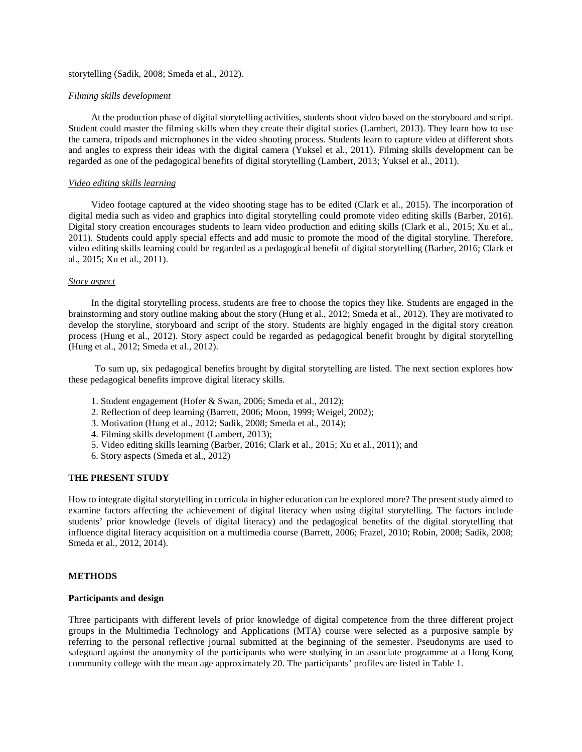storytelling (Sadik, 2008; Smeda et al., 2012).

*Filming skills development*

At the production phase of digital storytelling activities, students shoot video based on the storyboard and script. Student could master the filming skills when they create their digital stories (Lambert, 2013). They learn how to use the camera, tripods and microphones in the video shooting process. Students learn to capture video at different shots and angles to express their ideas with the digital camera (Yuksel et al., 2011). Filming skills development can be regarded as one of the pedagogical benefits of digital storytelling (Lambert, 2013; Yuksel et al., 2011).

*Video editing skills learning*

Video footage captured at the video shooting stage has to be edited (Clark et al., 2015). The incorporation of digital media such as video and graphics into digital storytelling could promote video editing skills (Barber, 2016). Digital story creation encourages students to learn video production and editing skills (Clark et al., 2015; Xu et al., 2011). Students could apply special effects and add music to promote the mood of the digital storyline. Therefore, video editing skills learning could be regarded as a pedagogical benefit of digital storytelling (Barber, 2016; Clark et al., 2015; Xu et al., 2011).

*Story aspect*

In the digital storytelling process, students are free to choose the topics they like. Students are engaged in the brainstorming and story outline making about the story (Hung et al., 2012; Smeda et al., 2012). They are motivated to develop the storyline, storyboard and script of the story. Students are highly engaged in the digital story creation process (Hung et al., 2012). Story aspect could be regarded as pedagogical benefit brought by digital storytelling (Hung et al., 2012; Smeda et al., 2012).

To sum up, six pedagogical benefits brought by digital storytelling are listed. The next section explores how these pedagogical benefits improve digital literacy skills.

1. Student engagement (Hofer & Swan, 2006; Smeda et al., 2012);
2. Reflection of deep learning (Barrett, 2006; Moon, 1999; Weigel, 2002);
3. Motivation (Hung et al., 2012; Sadik, 2008; Smeda et al., 2014);
4. Filming skills development (Lambert, 2013);
5. Video editing skills learning (Barber, 2016; Clark et al., 2015; Xu et al., 2011); and
6. Story aspects (Smeda et al., 2012)

## THE PRESENT STUDY

How to integrate digital storytelling in curricula in higher education can be explored more? The present study aimed to examine factors affecting the achievement of digital literacy when using digital storytelling. The factors include students' prior knowledge (levels of digital literacy) and the pedagogical benefits of the digital storytelling that influence digital literacy acquisition on a multimedia course (Barrett, 2006; Frazel, 2010; Robin, 2008; Sadik, 2008; Smeda et al., 2012, 2014).

## METHODS

### Participants and design

Three participants with different levels of prior knowledge of digital competence from the three different project groups in the Multimedia Technology and Applications (MTA) course were selected as a purposive sample by referring to the personal reflective journal submitted at the beginning of the semester. Pseudonyms are used to safeguard against the anonymity of the participants who were studying in an associate programme at a Hong Kong community college with the mean age approximately 20. The participants' profiles are listed in Table 1.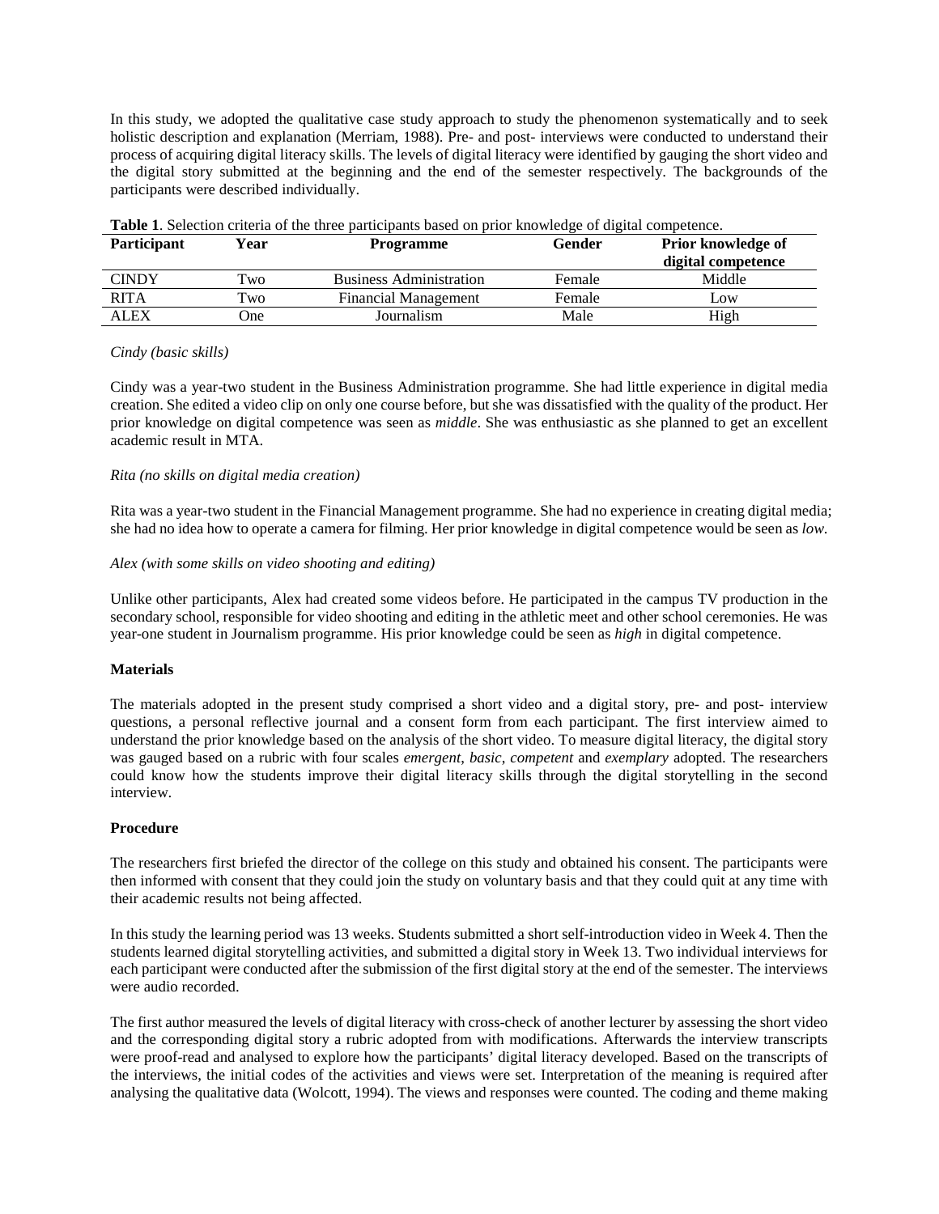In this study, we adopted the qualitative case study approach to study the phenomenon systematically and to seek holistic description and explanation (Merriam, 1988). Pre- and post- interviews were conducted to understand their process of acquiring digital literacy skills. The levels of digital literacy were identified by gauging the short video and the digital story submitted at the beginning and the end of the semester respectively. The backgrounds of the participants were described individually.

**Table 1**. Selection criteria of the three participants based on prior knowledge of digital competence.

| Participant | Year | Programme | Gender | Prior knowledge of digital competence |
|---|---|---|---|---|
| CINDY | Two | Business Administration | Female | Middle |
| RITA | Two | Financial Management | Female | Low |
| ALEX | One | Journalism | Male | High |

*Cindy (basic skills)*

Cindy was a year-two student in the Business Administration programme. She had little experience in digital media creation. She edited a video clip on only one course before, but she was dissatisfied with the quality of the product. Her prior knowledge on digital competence was seen as *middle*. She was enthusiastic as she planned to get an excellent academic result in MTA.

*Rita (no skills on digital media creation)*

Rita was a year-two student in the Financial Management programme. She had no experience in creating digital media; she had no idea how to operate a camera for filming. Her prior knowledge in digital competence would be seen as *low.*

*Alex (with some skills on video shooting and editing)*

Unlike other participants, Alex had created some videos before. He participated in the campus TV production in the secondary school, responsible for video shooting and editing in the athletic meet and other school ceremonies. He was year-one student in Journalism programme. His prior knowledge could be seen as *high* in digital competence.

**Materials**

The materials adopted in the present study comprised a short video and a digital story, pre- and post- interview questions, a personal reflective journal and a consent form from each participant. The first interview aimed to understand the prior knowledge based on the analysis of the short video. To measure digital literacy, the digital story was gauged based on a rubric with four scales *emergent*, *basic*, *competent* and *exemplary* adopted. The researchers could know how the students improve their digital literacy skills through the digital storytelling in the second interview.

**Procedure**

The researchers first briefed the director of the college on this study and obtained his consent. The participants were then informed with consent that they could join the study on voluntary basis and that they could quit at any time with their academic results not being affected.

In this study the learning period was 13 weeks. Students submitted a short self-introduction video in Week 4. Then the students learned digital storytelling activities, and submitted a digital story in Week 13. Two individual interviews for each participant were conducted after the submission of the first digital story at the end of the semester. The interviews were audio recorded.

The first author measured the levels of digital literacy with cross-check of another lecturer by assessing the short video and the corresponding digital story a rubric adopted from with modifications. Afterwards the interview transcripts were proof-read and analysed to explore how the participants' digital literacy developed. Based on the transcripts of the interviews, the initial codes of the activities and views were set. Interpretation of the meaning is required after analysing the qualitative data (Wolcott, 1994). The views and responses were counted. The coding and theme making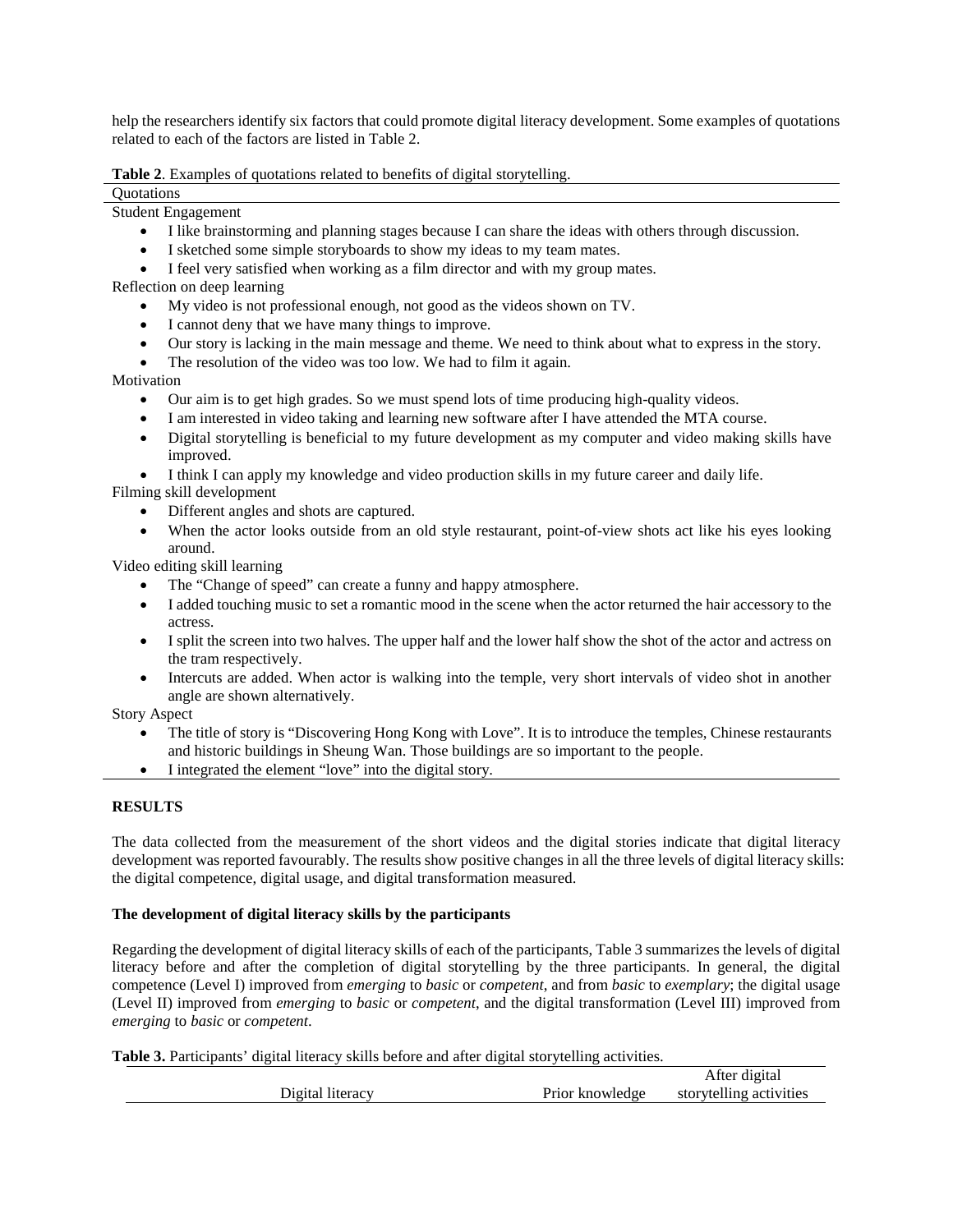help the researchers identify six factors that could promote digital literacy development. Some examples of quotations related to each of the factors are listed in Table 2.

**Table 2**. Examples of quotations related to benefits of digital storytelling.

| Quotations |
|---|
| Student Engagement<br>• I like brainstorming and planning stages because I can share the ideas with others through discussion.<br>• I sketched some simple storyboards to show my ideas to my team mates.<br>• I feel very satisfied when working as a film director and with my group mates. |
| Reflection on deep learning<br>• My video is not professional enough, not good as the videos shown on TV.<br>• I cannot deny that we have many things to improve.<br>• Our story is lacking in the main message and theme. We need to think about what to express in the story.<br>• The resolution of the video was too low. We had to film it again. |
| Motivation<br>• Our aim is to get high grades. So we must spend lots of time producing high-quality videos.<br>• I am interested in video taking and learning new software after I have attended the MTA course.<br>• Digital storytelling is beneficial to my future development as my computer and video making skills have improved.<br>• I think I can apply my knowledge and video production skills in my future career and daily life. |
| Filming skill development<br>• Different angles and shots are captured.<br>• When the actor looks outside from an old style restaurant, point-of-view shots act like his eyes looking around. |
| Video editing skill learning<br>• The "Change of speed" can create a funny and happy atmosphere.<br>• I added touching music to set a romantic mood in the scene when the actor returned the hair accessory to the actress.<br>• I split the screen into two halves. The upper half and the lower half show the shot of the actor and actress on the tram respectively.<br>• Intercuts are added. When actor is walking into the temple, very short intervals of video shot in another angle are shown alternatively. |
| Story Aspect<br>• The title of story is "Discovering Hong Kong with Love". It is to introduce the temples, Chinese restaurants and historic buildings in Sheung Wan. Those buildings are so important to the people.<br>• I integrated the element "love" into the digital story. |

## RESULTS

The data collected from the measurement of the short videos and the digital stories indicate that digital literacy development was reported favourably. The results show positive changes in all the three levels of digital literacy skills: the digital competence, digital usage, and digital transformation measured.

### The development of digital literacy skills by the participants

Regarding the development of digital literacy skills of each of the participants, Table 3 summarizes the levels of digital literacy before and after the completion of digital storytelling by the three participants. In general, the digital competence (Level I) improved from *emerging* to *basic* or *competent,* and from *basic* to *exemplary*; the digital usage (Level II) improved from *emerging* to *basic* or *competent*, and the digital transformation (Level III) improved from *emerging* to *basic* or *competent*.

**Table 3.** Participants' digital literacy skills before and after digital storytelling activities.

| Digital literacy | Prior knowledge | After digital storytelling activities |
|---|---|---|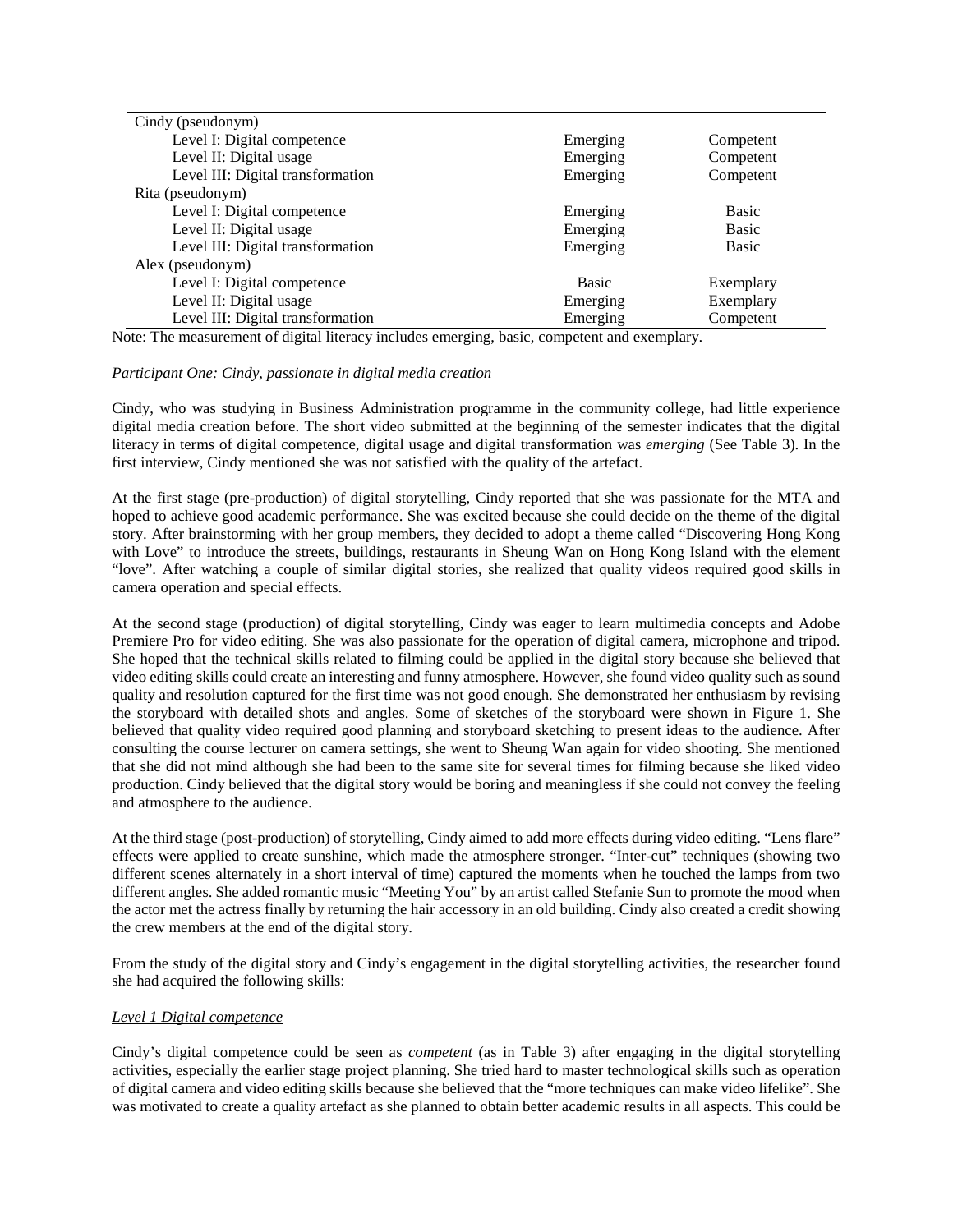| | | |
|---|---|---|
| Cindy (pseudonym) | | |
| Level I: Digital competence | Emerging | Competent |
| Level II: Digital usage | Emerging | Competent |
| Level III: Digital transformation | Emerging | Competent |
| Rita (pseudonym) | | |
| Level I: Digital competence | Emerging | Basic |
| Level II: Digital usage | Emerging | Basic |
| Level III: Digital transformation | Emerging | Basic |
| Alex (pseudonym) | | |
| Level I: Digital competence | Basic | Exemplary |
| Level II: Digital usage | Emerging | Exemplary |
| Level III: Digital transformation | Emerging | Competent |

Note: The measurement of digital literacy includes emerging, basic, competent and exemplary.

*Participant One: Cindy, passionate in digital media creation*

Cindy, who was studying in Business Administration programme in the community college, had little experience digital media creation before. The short video submitted at the beginning of the semester indicates that the digital literacy in terms of digital competence, digital usage and digital transformation was *emerging* (See Table 3). In the first interview, Cindy mentioned she was not satisfied with the quality of the artefact.

At the first stage (pre-production) of digital storytelling, Cindy reported that she was passionate for the MTA and hoped to achieve good academic performance. She was excited because she could decide on the theme of the digital story. After brainstorming with her group members, they decided to adopt a theme called "Discovering Hong Kong with Love" to introduce the streets, buildings, restaurants in Sheung Wan on Hong Kong Island with the element "love". After watching a couple of similar digital stories, she realized that quality videos required good skills in camera operation and special effects.

At the second stage (production) of digital storytelling, Cindy was eager to learn multimedia concepts and Adobe Premiere Pro for video editing. She was also passionate for the operation of digital camera, microphone and tripod. She hoped that the technical skills related to filming could be applied in the digital story because she believed that video editing skills could create an interesting and funny atmosphere. However, she found video quality such as sound quality and resolution captured for the first time was not good enough. She demonstrated her enthusiasm by revising the storyboard with detailed shots and angles. Some of sketches of the storyboard were shown in Figure 1. She believed that quality video required good planning and storyboard sketching to present ideas to the audience. After consulting the course lecturer on camera settings, she went to Sheung Wan again for video shooting. She mentioned that she did not mind although she had been to the same site for several times for filming because she liked video production. Cindy believed that the digital story would be boring and meaningless if she could not convey the feeling and atmosphere to the audience.

At the third stage (post-production) of storytelling, Cindy aimed to add more effects during video editing. "Lens flare" effects were applied to create sunshine, which made the atmosphere stronger. "Inter-cut" techniques (showing two different scenes alternately in a short interval of time) captured the moments when he touched the lamps from two different angles. She added romantic music "Meeting You" by an artist called Stefanie Sun to promote the mood when the actor met the actress finally by returning the hair accessory in an old building. Cindy also created a credit showing the crew members at the end of the digital story.

From the study of the digital story and Cindy's engagement in the digital storytelling activities, the researcher found she had acquired the following skills:

<u>*Level 1 Digital competence*</u>

Cindy's digital competence could be seen as *competent* (as in Table 3) after engaging in the digital storytelling activities, especially the earlier stage project planning. She tried hard to master technological skills such as operation of digital camera and video editing skills because she believed that the "more techniques can make video lifelike". She was motivated to create a quality artefact as she planned to obtain better academic results in all aspects. This could be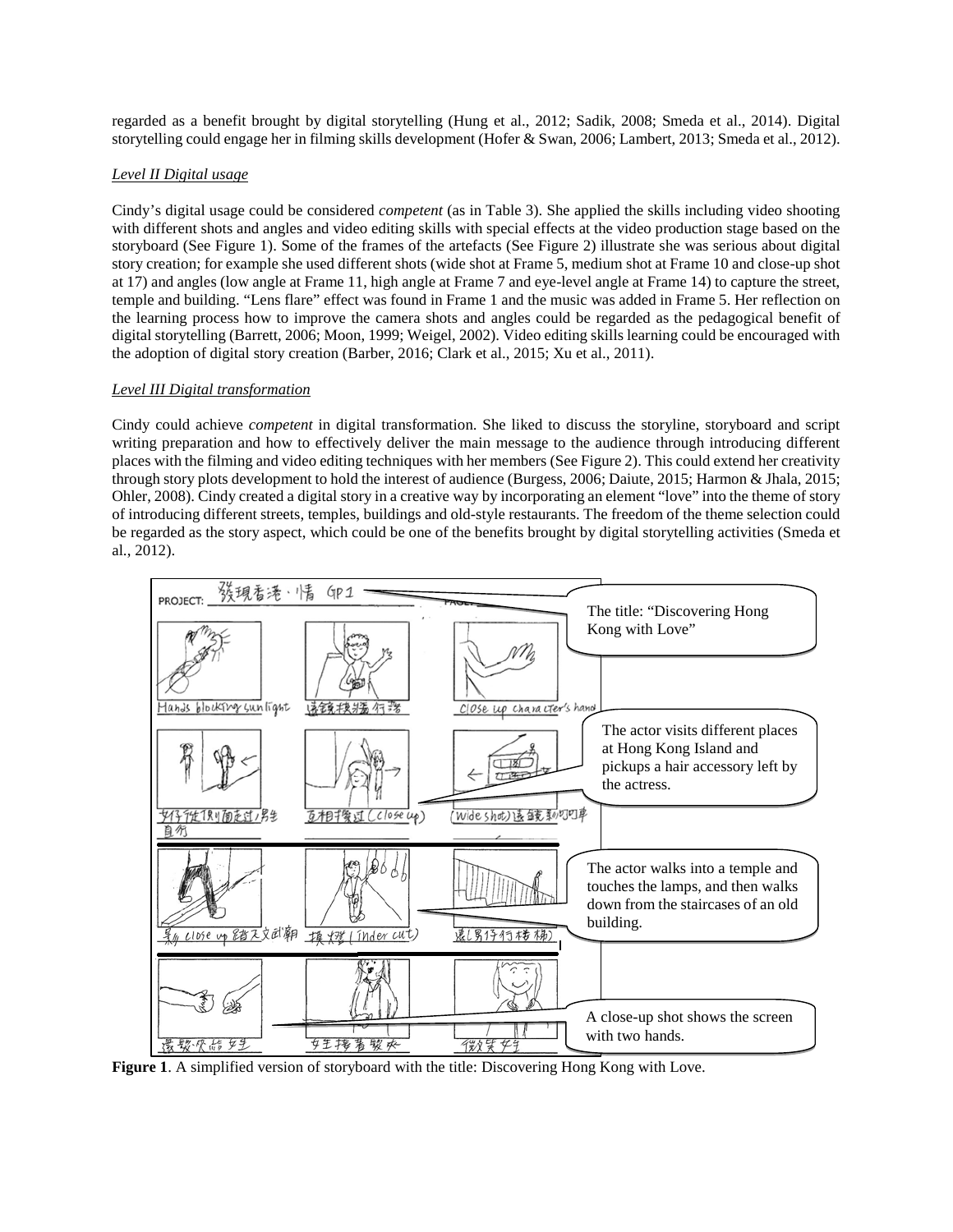regarded as a benefit brought by digital storytelling (Hung et al., 2012; Sadik, 2008; Smeda et al., 2014). Digital storytelling could engage her in filming skills development (Hofer & Swan, 2006; Lambert, 2013; Smeda et al., 2012).

### *Level II Digital usage*

Cindy's digital usage could be considered *competent* (as in Table 3). She applied the skills including video shooting with different shots and angles and video editing skills with special effects at the video production stage based on the storyboard (See Figure 1). Some of the frames of the artefacts (See Figure 2) illustrate she was serious about digital story creation; for example she used different shots (wide shot at Frame 5, medium shot at Frame 10 and close-up shot at 17) and angles (low angle at Frame 11, high angle at Frame 7 and eye-level angle at Frame 14) to capture the street, temple and building. "Lens flare" effect was found in Frame 1 and the music was added in Frame 5. Her reflection on the learning process how to improve the camera shots and angles could be regarded as the pedagogical benefit of digital storytelling (Barrett, 2006; Moon, 1999; Weigel, 2002). Video editing skills learning could be encouraged with the adoption of digital story creation (Barber, 2016; Clark et al., 2015; Xu et al., 2011).

### *Level III Digital transformation*

Cindy could achieve *competent* in digital transformation. She liked to discuss the storyline, storyboard and script writing preparation and how to effectively deliver the main message to the audience through introducing different places with the filming and video editing techniques with her members (See Figure 2). This could extend her creativity through story plots development to hold the interest of audience (Burgess, 2006; Daiute, 2015; Harmon & Jhala, 2015; Ohler, 2008). Cindy created a digital story in a creative way by incorporating an element "love" into the theme of story of introducing different streets, temples, buildings and old-style restaurants. The freedom of the theme selection could be regarded as the story aspect, which could be one of the benefits brought by digital storytelling activities (Smeda et al., 2012).

**Figure 1**. A simplified version of storyboard with the title: Discovering Hong Kong with Love.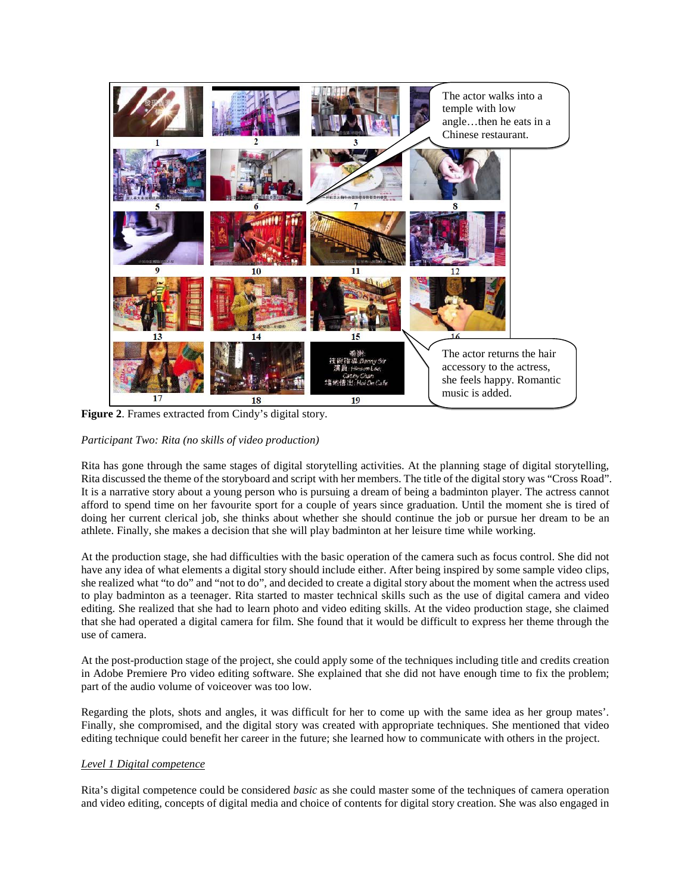Figure 2. Frames extracted from Cindy's digital story.

*Participant Two: Rita (no skills of video production)*

Rita has gone through the same stages of digital storytelling activities. At the planning stage of digital storytelling, Rita discussed the theme of the storyboard and script with her members. The title of the digital story was "Cross Road". It is a narrative story about a young person who is pursuing a dream of being a badminton player. The actress cannot afford to spend time on her favourite sport for a couple of years since graduation. Until the moment she is tired of doing her current clerical job, she thinks about whether she should continue the job or pursue her dream to be an athlete. Finally, she makes a decision that she will play badminton at her leisure time while working.

At the production stage, she had difficulties with the basic operation of the camera such as focus control. She did not have any idea of what elements a digital story should include either. After being inspired by some sample video clips, she realized what "to do" and "not to do", and decided to create a digital story about the moment when the actress used to play badminton as a teenager. Rita started to master technical skills such as the use of digital camera and video editing. She realized that she had to learn photo and video editing skills. At the video production stage, she claimed that she had operated a digital camera for film. She found that it would be difficult to express her theme through the use of camera.

At the post-production stage of the project, she could apply some of the techniques including title and credits creation in Adobe Premiere Pro video editing software. She explained that she did not have enough time to fix the problem; part of the audio volume of voiceover was too low.

Regarding the plots, shots and angles, it was difficult for her to come up with the same idea as her group mates'. Finally, she compromised, and the digital story was created with appropriate techniques. She mentioned that video editing technique could benefit her career in the future; she learned how to communicate with others in the project.

*Level 1 Digital competence*

Rita's digital competence could be considered *basic* as she could master some of the techniques of camera operation and video editing, concepts of digital media and choice of contents for digital story creation. She was also engaged in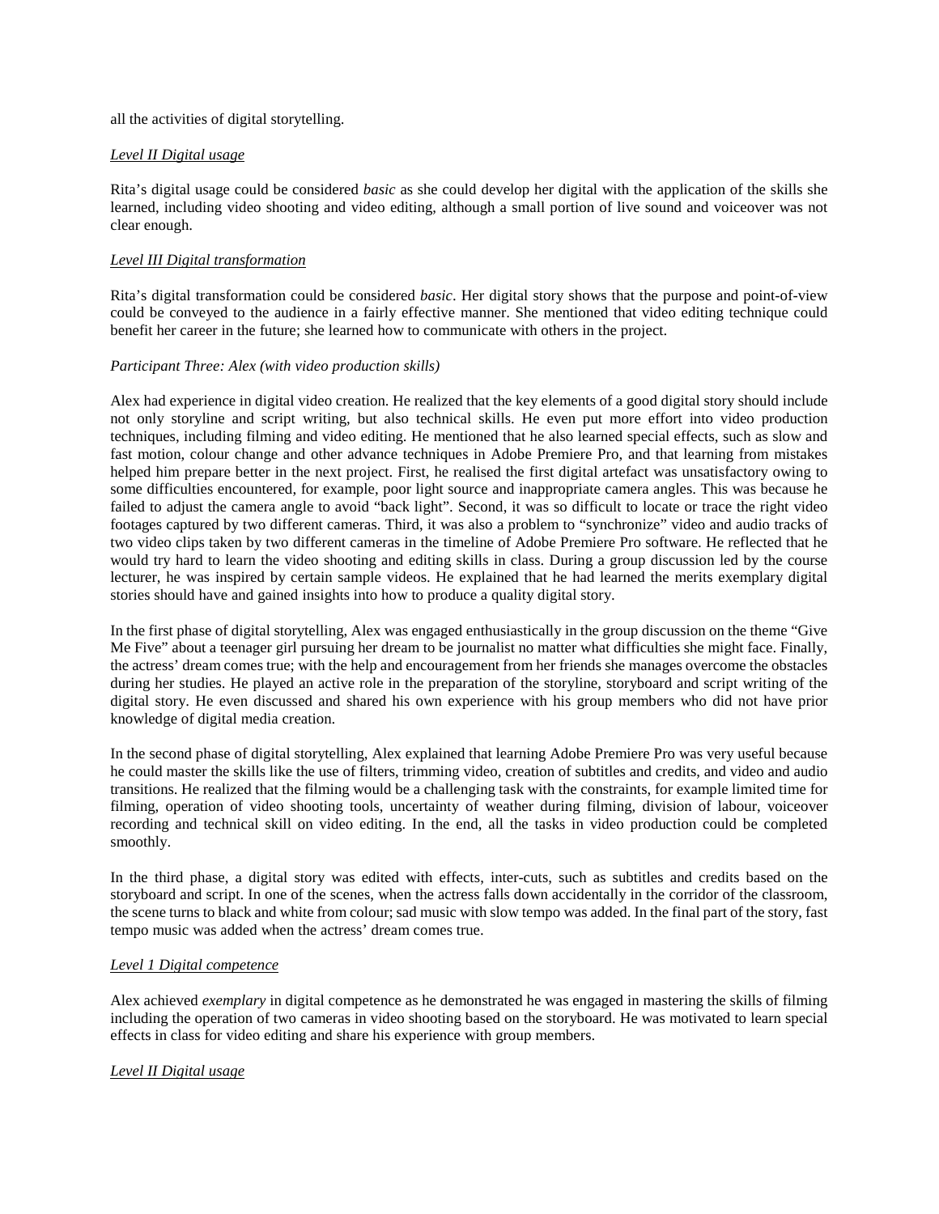all the activities of digital storytelling.

*Level II Digital usage*

Rita's digital usage could be considered *basic* as she could develop her digital with the application of the skills she learned, including video shooting and video editing, although a small portion of live sound and voiceover was not clear enough.

*Level III Digital transformation*

Rita's digital transformation could be considered *basic*. Her digital story shows that the purpose and point-of-view could be conveyed to the audience in a fairly effective manner. She mentioned that video editing technique could benefit her career in the future; she learned how to communicate with others in the project.

*Participant Three: Alex (with video production skills)*

Alex had experience in digital video creation. He realized that the key elements of a good digital story should include not only storyline and script writing, but also technical skills. He even put more effort into video production techniques, including filming and video editing. He mentioned that he also learned special effects, such as slow and fast motion, colour change and other advance techniques in Adobe Premiere Pro, and that learning from mistakes helped him prepare better in the next project. First, he realised the first digital artefact was unsatisfactory owing to some difficulties encountered, for example, poor light source and inappropriate camera angles. This was because he failed to adjust the camera angle to avoid "back light". Second, it was so difficult to locate or trace the right video footages captured by two different cameras. Third, it was also a problem to "synchronize" video and audio tracks of two video clips taken by two different cameras in the timeline of Adobe Premiere Pro software. He reflected that he would try hard to learn the video shooting and editing skills in class. During a group discussion led by the course lecturer, he was inspired by certain sample videos. He explained that he had learned the merits exemplary digital stories should have and gained insights into how to produce a quality digital story.

In the first phase of digital storytelling, Alex was engaged enthusiastically in the group discussion on the theme "Give Me Five" about a teenager girl pursuing her dream to be journalist no matter what difficulties she might face. Finally, the actress' dream comes true; with the help and encouragement from her friends she manages overcome the obstacles during her studies. He played an active role in the preparation of the storyline, storyboard and script writing of the digital story. He even discussed and shared his own experience with his group members who did not have prior knowledge of digital media creation.

In the second phase of digital storytelling, Alex explained that learning Adobe Premiere Pro was very useful because he could master the skills like the use of filters, trimming video, creation of subtitles and credits, and video and audio transitions. He realized that the filming would be a challenging task with the constraints, for example limited time for filming, operation of video shooting tools, uncertainty of weather during filming, division of labour, voiceover recording and technical skill on video editing. In the end, all the tasks in video production could be completed smoothly.

In the third phase, a digital story was edited with effects, inter-cuts, such as subtitles and credits based on the storyboard and script. In one of the scenes, when the actress falls down accidentally in the corridor of the classroom, the scene turns to black and white from colour; sad music with slow tempo was added. In the final part of the story, fast tempo music was added when the actress' dream comes true.

*Level 1 Digital competence*

Alex achieved *exemplary* in digital competence as he demonstrated he was engaged in mastering the skills of filming including the operation of two cameras in video shooting based on the storyboard. He was motivated to learn special effects in class for video editing and share his experience with group members.

*Level II Digital usage*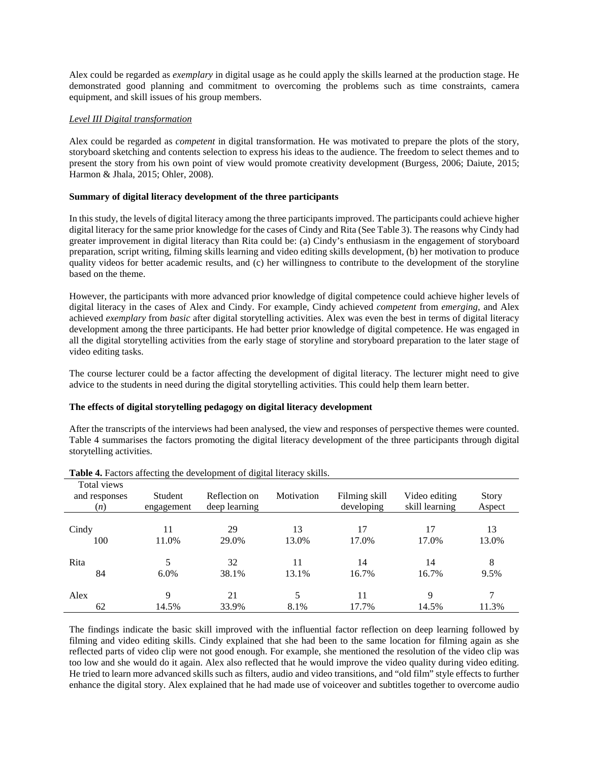Alex could be regarded as *exemplary* in digital usage as he could apply the skills learned at the production stage. He demonstrated good planning and commitment to overcoming the problems such as time constraints, camera equipment, and skill issues of his group members.

*Level III Digital transformation*

Alex could be regarded as *competent* in digital transformation. He was motivated to prepare the plots of the story, storyboard sketching and contents selection to express his ideas to the audience. The freedom to select themes and to present the story from his own point of view would promote creativity development (Burgess, 2006; Daiute, 2015; Harmon & Jhala, 2015; Ohler, 2008).

**Summary of digital literacy development of the three participants**

In this study, the levels of digital literacy among the three participants improved. The participants could achieve higher digital literacy for the same prior knowledge for the cases of Cindy and Rita (See Table 3). The reasons why Cindy had greater improvement in digital literacy than Rita could be: (a) Cindy's enthusiasm in the engagement of storyboard preparation, script writing, filming skills learning and video editing skills development, (b) her motivation to produce quality videos for better academic results, and (c) her willingness to contribute to the development of the storyline based on the theme.

However, the participants with more advanced prior knowledge of digital competence could achieve higher levels of digital literacy in the cases of Alex and Cindy. For example, Cindy achieved *competent* from *emerging*, and Alex achieved *exemplary* from *basic* after digital storytelling activities. Alex was even the best in terms of digital literacy development among the three participants. He had better prior knowledge of digital competence. He was engaged in all the digital storytelling activities from the early stage of storyline and storyboard preparation to the later stage of video editing tasks.

The course lecturer could be a factor affecting the development of digital literacy. The lecturer might need to give advice to the students in need during the digital storytelling activities. This could help them learn better.

**The effects of digital storytelling pedagogy on digital literacy development**

After the transcripts of the interviews had been analysed, the view and responses of perspective themes were counted. Table 4 summarises the factors promoting the digital literacy development of the three participants through digital storytelling activities.

**Table 4.** Factors affecting the development of digital literacy skills.

| Total views and responses (*n*) | Student engagement | Reflection on deep learning | Motivation | Filming skill developing | Video editing skill learning | Story Aspect |
|---|---|---|---|---|---|---|
| Cindy | 11 | 29 | 13 | 17 | 17 | 13 |
| 100 | 11.0% | 29.0% | 13.0% | 17.0% | 17.0% | 13.0% |
| Rita | 5 | 32 | 11 | 14 | 14 | 8 |
| 84 | 6.0% | 38.1% | 13.1% | 16.7% | 16.7% | 9.5% |
| Alex | 9 | 21 | 5 | 11 | 9 | 7 |
| 62 | 14.5% | 33.9% | 8.1% | 17.7% | 14.5% | 11.3% |

The findings indicate the basic skill improved with the influential factor reflection on deep learning followed by filming and video editing skills. Cindy explained that she had been to the same location for filming again as she reflected parts of video clip were not good enough. For example, she mentioned the resolution of the video clip was too low and she would do it again. Alex also reflected that he would improve the video quality during video editing. He tried to learn more advanced skills such as filters, audio and video transitions, and "old film" style effects to further enhance the digital story. Alex explained that he had made use of voiceover and subtitles together to overcome audio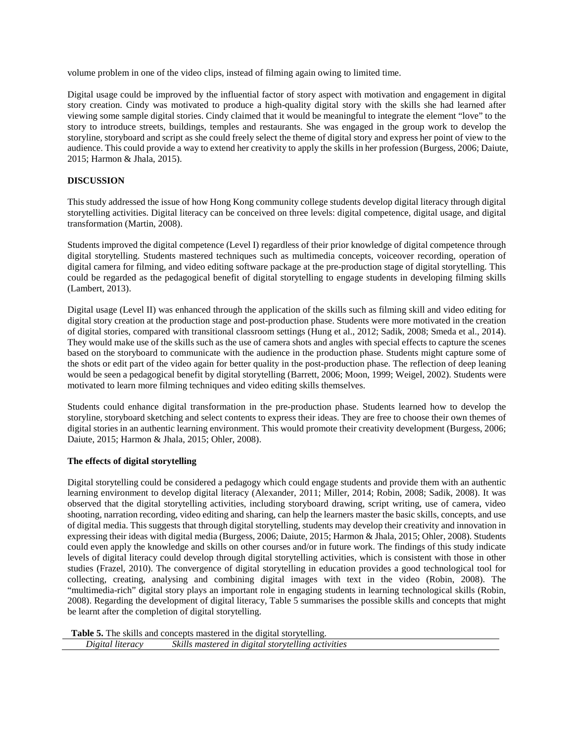volume problem in one of the video clips, instead of filming again owing to limited time.

Digital usage could be improved by the influential factor of story aspect with motivation and engagement in digital story creation. Cindy was motivated to produce a high-quality digital story with the skills she had learned after viewing some sample digital stories. Cindy claimed that it would be meaningful to integrate the element "love" to the story to introduce streets, buildings, temples and restaurants. She was engaged in the group work to develop the storyline, storyboard and script as she could freely select the theme of digital story and express her point of view to the audience. This could provide a way to extend her creativity to apply the skills in her profession (Burgess, 2006; Daiute, 2015; Harmon & Jhala, 2015).

## DISCUSSION

This study addressed the issue of how Hong Kong community college students develop digital literacy through digital storytelling activities. Digital literacy can be conceived on three levels: digital competence, digital usage, and digital transformation (Martin, 2008).

Students improved the digital competence (Level I) regardless of their prior knowledge of digital competence through digital storytelling. Students mastered techniques such as multimedia concepts, voiceover recording, operation of digital camera for filming, and video editing software package at the pre-production stage of digital storytelling. This could be regarded as the pedagogical benefit of digital storytelling to engage students in developing filming skills (Lambert, 2013).

Digital usage (Level II) was enhanced through the application of the skills such as filming skill and video editing for digital story creation at the production stage and post-production phase. Students were more motivated in the creation of digital stories, compared with transitional classroom settings (Hung et al., 2012; Sadik, 2008; Smeda et al., 2014). They would make use of the skills such as the use of camera shots and angles with special effects to capture the scenes based on the storyboard to communicate with the audience in the production phase. Students might capture some of the shots or edit part of the video again for better quality in the post-production phase. The reflection of deep leaning would be seen a pedagogical benefit by digital storytelling (Barrett, 2006; Moon, 1999; Weigel, 2002). Students were motivated to learn more filming techniques and video editing skills themselves.

Students could enhance digital transformation in the pre-production phase. Students learned how to develop the storyline, storyboard sketching and select contents to express their ideas. They are free to choose their own themes of digital stories in an authentic learning environment. This would promote their creativity development (Burgess, 2006; Daiute, 2015; Harmon & Jhala, 2015; Ohler, 2008).

### The effects of digital storytelling

Digital storytelling could be considered a pedagogy which could engage students and provide them with an authentic learning environment to develop digital literacy (Alexander, 2011; Miller, 2014; Robin, 2008; Sadik, 2008). It was observed that the digital storytelling activities, including storyboard drawing, script writing, use of camera, video shooting, narration recording, video editing and sharing, can help the learners master the basic skills, concepts, and use of digital media. This suggests that through digital storytelling, students may develop their creativity and innovation in expressing their ideas with digital media (Burgess, 2006; Daiute, 2015; Harmon & Jhala, 2015; Ohler, 2008). Students could even apply the knowledge and skills on other courses and/or in future work. The findings of this study indicate levels of digital literacy could develop through digital storytelling activities, which is consistent with those in other studies (Frazel, 2010). The convergence of digital storytelling in education provides a good technological tool for collecting, creating, analysing and combining digital images with text in the video (Robin, 2008). The "multimedia-rich" digital story plays an important role in engaging students in learning technological skills (Robin, 2008). Regarding the development of digital literacy, Table 5 summarises the possible skills and concepts that might be learnt after the completion of digital storytelling.

**Table 5.** The skills and concepts mastered in the digital storytelling.

| *Digital literacy* | *Skills mastered in digital storytelling activities* |
|---|---|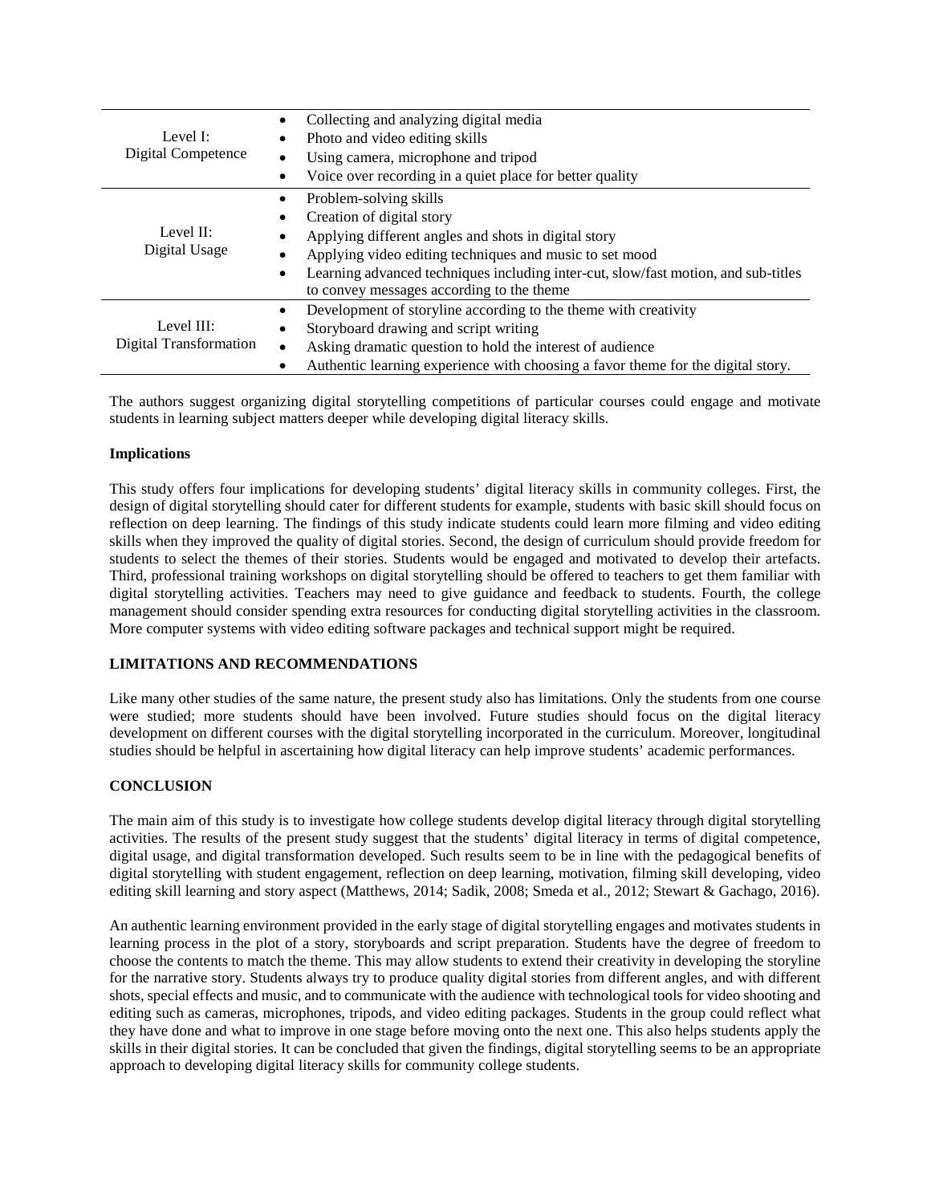| Level | Skills |
| --- | --- |
| Level I: Digital Competence | • Collecting and analyzing digital media<br>• Photo and video editing skills<br>• Using camera, microphone and tripod<br>• Voice over recording in a quiet place for better quality |
| Level II: Digital Usage | • Problem-solving skills<br>• Creation of digital story<br>• Applying different angles and shots in digital story<br>• Applying video editing techniques and music to set mood<br>• Learning advanced techniques including inter-cut, slow/fast motion, and sub-titles to convey messages according to the theme |
| Level III: Digital Transformation | • Development of storyline according to the theme with creativity<br>• Storyboard drawing and script writing<br>• Asking dramatic question to hold the interest of audience<br>• Authentic learning experience with choosing a favor theme for the digital story. |

The authors suggest organizing digital storytelling competitions of particular courses could engage and motivate students in learning subject matters deeper while developing digital literacy skills.

**Implications**

This study offers four implications for developing students' digital literacy skills in community colleges. First, the design of digital storytelling should cater for different students for example, students with basic skill should focus on reflection on deep learning. The findings of this study indicate students could learn more filming and video editing skills when they improved the quality of digital stories. Second, the design of curriculum should provide freedom for students to select the themes of their stories. Students would be engaged and motivated to develop their artefacts. Third, professional training workshops on digital storytelling should be offered to teachers to get them familiar with digital storytelling activities. Teachers may need to give guidance and feedback to students. Fourth, the college management should consider spending extra resources for conducting digital storytelling activities in the classroom. More computer systems with video editing software packages and technical support might be required.

## LIMITATIONS AND RECOMMENDATIONS

Like many other studies of the same nature, the present study also has limitations. Only the students from one course were studied; more students should have been involved. Future studies should focus on the digital literacy development on different courses with the digital storytelling incorporated in the curriculum. Moreover, longitudinal studies should be helpful in ascertaining how digital literacy can help improve students' academic performances.

## CONCLUSION

The main aim of this study is to investigate how college students develop digital literacy through digital storytelling activities. The results of the present study suggest that the students' digital literacy in terms of digital competence, digital usage, and digital transformation developed. Such results seem to be in line with the pedagogical benefits of digital storytelling with student engagement, reflection on deep learning, motivation, filming skill developing, video editing skill learning and story aspect (Matthews, 2014; Sadik, 2008; Smeda et al., 2012; Stewart & Gachago, 2016).

An authentic learning environment provided in the early stage of digital storytelling engages and motivates students in learning process in the plot of a story, storyboards and script preparation. Students have the degree of freedom to choose the contents to match the theme. This may allow students to extend their creativity in developing the storyline for the narrative story. Students always try to produce quality digital stories from different angles, and with different shots, special effects and music, and to communicate with the audience with technological tools for video shooting and editing such as cameras, microphones, tripods, and video editing packages. Students in the group could reflect what they have done and what to improve in one stage before moving onto the next one. This also helps students apply the skills in their digital stories. It can be concluded that given the findings, digital storytelling seems to be an appropriate approach to developing digital literacy skills for community college students.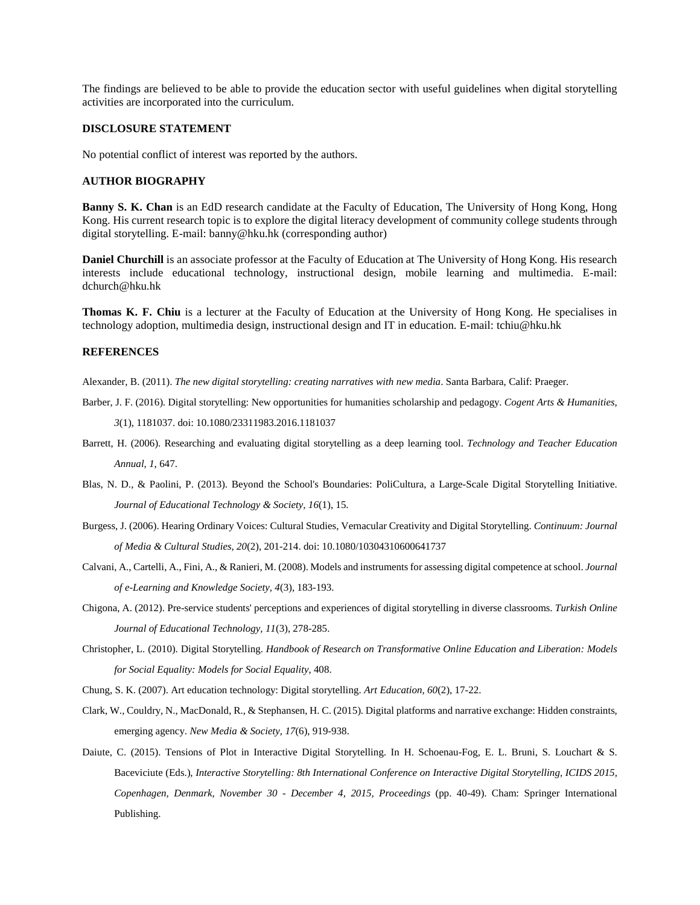The findings are believed to be able to provide the education sector with useful guidelines when digital storytelling activities are incorporated into the curriculum.

## DISCLOSURE STATEMENT

No potential conflict of interest was reported by the authors.

## AUTHOR BIOGRAPHY

**Banny S. K. Chan** is an EdD research candidate at the Faculty of Education, The University of Hong Kong, Hong Kong. His current research topic is to explore the digital literacy development of community college students through digital storytelling. E-mail: banny@hku.hk (corresponding author)

**Daniel Churchill** is an associate professor at the Faculty of Education at The University of Hong Kong. His research interests include educational technology, instructional design, mobile learning and multimedia. E-mail: dchurch@hku.hk

**Thomas K. F. Chiu** is a lecturer at the Faculty of Education at the University of Hong Kong. He specialises in technology adoption, multimedia design, instructional design and IT in education. E-mail: tchiu@hku.hk

## REFERENCES

Alexander, B. (2011). *The new digital storytelling: creating narratives with new media*. Santa Barbara, Calif: Praeger.

Barber, J. F. (2016). Digital storytelling: New opportunities for humanities scholarship and pedagogy. *Cogent Arts & Humanities, 3*(1), 1181037. doi: 10.1080/23311983.2016.1181037

Barrett, H. (2006). Researching and evaluating digital storytelling as a deep learning tool. *Technology and Teacher Education Annual, 1*, 647.

Blas, N. D., & Paolini, P. (2013). Beyond the School's Boundaries: PoliCultura, a Large-Scale Digital Storytelling Initiative. *Journal of Educational Technology & Society, 16*(1), 15.

Burgess, J. (2006). Hearing Ordinary Voices: Cultural Studies, Vernacular Creativity and Digital Storytelling. *Continuum: Journal of Media & Cultural Studies, 20*(2), 201-214. doi: 10.1080/10304310600641737

Calvani, A., Cartelli, A., Fini, A., & Ranieri, M. (2008). Models and instruments for assessing digital competence at school. *Journal of e-Learning and Knowledge Society, 4*(3), 183-193.

Chigona, A. (2012). Pre-service students' perceptions and experiences of digital storytelling in diverse classrooms. *Turkish Online Journal of Educational Technology, 11*(3), 278-285.

Christopher, L. (2010). Digital Storytelling. *Handbook of Research on Transformative Online Education and Liberation: Models for Social Equality: Models for Social Equality*, 408.

Chung, S. K. (2007). Art education technology: Digital storytelling. *Art Education, 60*(2), 17-22.

Clark, W., Couldry, N., MacDonald, R., & Stephansen, H. C. (2015). Digital platforms and narrative exchange: Hidden constraints, emerging agency. *New Media & Society, 17*(6), 919-938.

Daiute, C. (2015). Tensions of Plot in Interactive Digital Storytelling. In H. Schoenau-Fog, E. L. Bruni, S. Louchart & S. Baceviciute (Eds.), *Interactive Storytelling: 8th International Conference on Interactive Digital Storytelling, ICIDS 2015, Copenhagen, Denmark, November 30 - December 4, 2015, Proceedings* (pp. 40-49). Cham: Springer International Publishing.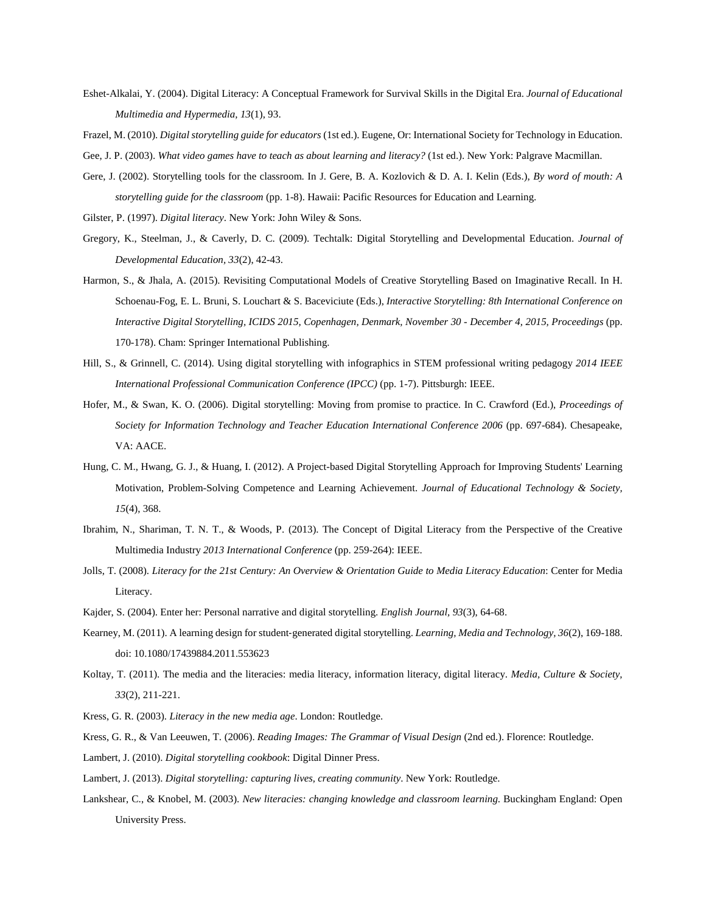Eshet-Alkalai, Y. (2004). Digital Literacy: A Conceptual Framework for Survival Skills in the Digital Era. *Journal of Educational Multimedia and Hypermedia, 13*(1), 93.

Frazel, M. (2010). *Digital storytelling guide for educators* (1st ed.). Eugene, Or: International Society for Technology in Education.

Gee, J. P. (2003). *What video games have to teach as about learning and literacy?* (1st ed.). New York: Palgrave Macmillan.

Gere, J. (2002). Storytelling tools for the classroom. In J. Gere, B. A. Kozlovich & D. A. I. Kelin (Eds.), *By word of mouth: A storytelling guide for the classroom* (pp. 1-8). Hawaii: Pacific Resources for Education and Learning.

Gilster, P. (1997). *Digital literacy*. New York: John Wiley & Sons.

Gregory, K., Steelman, J., & Caverly, D. C. (2009). Techtalk: Digital Storytelling and Developmental Education. *Journal of Developmental Education, 33*(2), 42-43.

Harmon, S., & Jhala, A. (2015). Revisiting Computational Models of Creative Storytelling Based on Imaginative Recall. In H. Schoenau-Fog, E. L. Bruni, S. Louchart & S. Baceviciute (Eds.), *Interactive Storytelling: 8th International Conference on Interactive Digital Storytelling, ICIDS 2015, Copenhagen, Denmark, November 30 - December 4, 2015, Proceedings* (pp. 170-178). Cham: Springer International Publishing.

Hill, S., & Grinnell, C. (2014). Using digital storytelling with infographics in STEM professional writing pedagogy *2014 IEEE International Professional Communication Conference (IPCC)* (pp. 1-7). Pittsburgh: IEEE.

Hofer, M., & Swan, K. O. (2006). Digital storytelling: Moving from promise to practice. In C. Crawford (Ed.), *Proceedings of Society for Information Technology and Teacher Education International Conference 2006* (pp. 697-684). Chesapeake, VA: AACE.

Hung, C. M., Hwang, G. J., & Huang, I. (2012). A Project-based Digital Storytelling Approach for Improving Students' Learning Motivation, Problem-Solving Competence and Learning Achievement. *Journal of Educational Technology & Society, 15*(4), 368.

Ibrahim, N., Shariman, T. N. T., & Woods, P. (2013). The Concept of Digital Literacy from the Perspective of the Creative Multimedia Industry *2013 International Conference* (pp. 259-264): IEEE.

Jolls, T. (2008). *Literacy for the 21st Century: An Overview & Orientation Guide to Media Literacy Education*: Center for Media Literacy.

Kajder, S. (2004). Enter her: Personal narrative and digital storytelling. *English Journal, 93*(3), 64-68.

Kearney, M. (2011). A learning design for student-generated digital storytelling. *Learning, Media and Technology, 36*(2), 169-188. doi: 10.1080/17439884.2011.553623

Koltay, T. (2011). The media and the literacies: media literacy, information literacy, digital literacy. *Media, Culture & Society, 33*(2), 211-221.

Kress, G. R. (2003). *Literacy in the new media age*. London: Routledge.

Kress, G. R., & Van Leeuwen, T. (2006). *Reading Images: The Grammar of Visual Design* (2nd ed.). Florence: Routledge.

Lambert, J. (2010). *Digital storytelling cookbook*: Digital Dinner Press.

Lambert, J. (2013). *Digital storytelling: capturing lives, creating community*. New York: Routledge.

Lankshear, C., & Knobel, M. (2003). *New literacies: changing knowledge and classroom learning*. Buckingham England: Open University Press.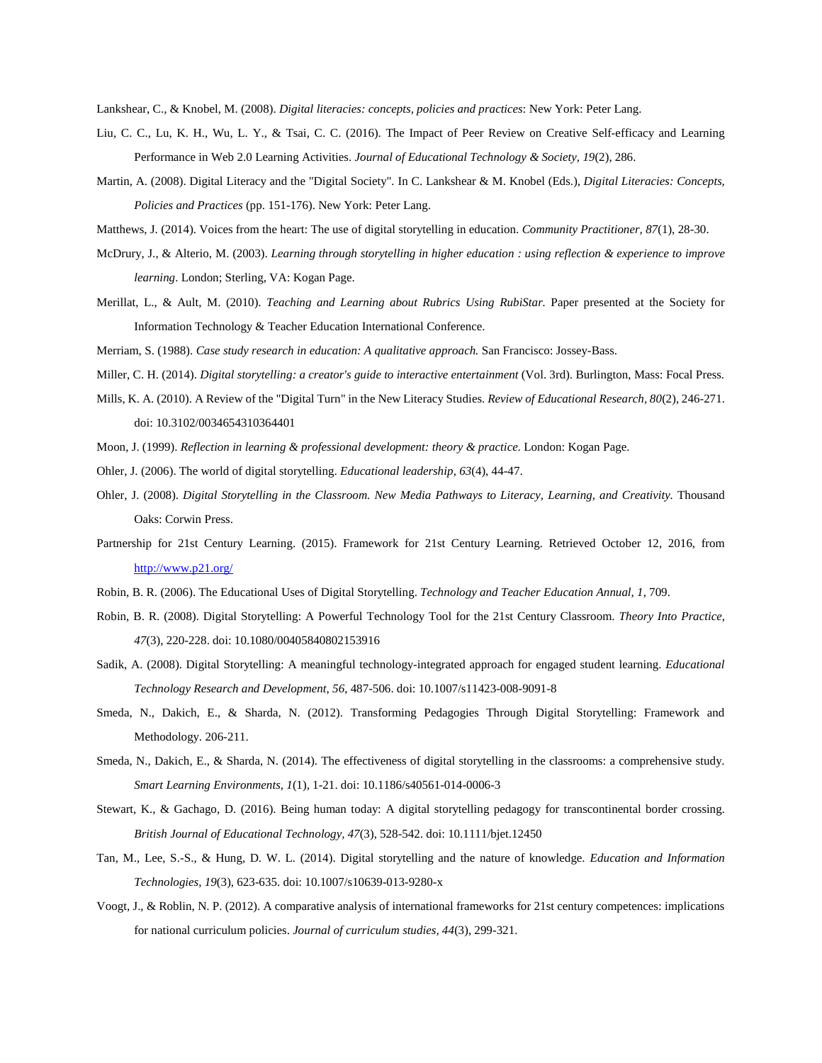Lankshear, C., & Knobel, M. (2008). *Digital literacies: concepts, policies and practices*: New York: Peter Lang.

Liu, C. C., Lu, K. H., Wu, L. Y., & Tsai, C. C. (2016). The Impact of Peer Review on Creative Self-efficacy and Learning Performance in Web 2.0 Learning Activities. *Journal of Educational Technology & Society, 19*(2), 286.

Martin, A. (2008). Digital Literacy and the "Digital Society". In C. Lankshear & M. Knobel (Eds.), *Digital Literacies: Concepts, Policies and Practices* (pp. 151-176). New York: Peter Lang.

Matthews, J. (2014). Voices from the heart: The use of digital storytelling in education. *Community Practitioner, 87*(1), 28-30.

McDrury, J., & Alterio, M. (2003). *Learning through storytelling in higher education : using reflection & experience to improve learning*. London; Sterling, VA: Kogan Page.

Merillat, L., & Ault, M. (2010). *Teaching and Learning about Rubrics Using RubiStar.* Paper presented at the Society for Information Technology & Teacher Education International Conference.

Merriam, S. (1988). *Case study research in education: A qualitative approach.* San Francisco: Jossey-Bass.

Miller, C. H. (2014). *Digital storytelling: a creator's guide to interactive entertainment* (Vol. 3rd). Burlington, Mass: Focal Press.

Mills, K. A. (2010). A Review of the "Digital Turn" in the New Literacy Studies. *Review of Educational Research, 80*(2), 246-271. doi: 10.3102/0034654310364401

Moon, J. (1999). *Reflection in learning & professional development: theory & practice.* London: Kogan Page.

Ohler, J. (2006). The world of digital storytelling. *Educational leadership, 63*(4), 44-47.

Ohler, J. (2008). *Digital Storytelling in the Classroom. New Media Pathways to Literacy, Learning, and Creativity.* Thousand Oaks: Corwin Press.

Partnership for 21st Century Learning. (2015). Framework for 21st Century Learning. Retrieved October 12, 2016, from http://www.p21.org/

Robin, B. R. (2006). The Educational Uses of Digital Storytelling. *Technology and Teacher Education Annual, 1*, 709.

Robin, B. R. (2008). Digital Storytelling: A Powerful Technology Tool for the 21st Century Classroom. *Theory Into Practice, 47*(3), 220-228. doi: 10.1080/00405840802153916

Sadik, A. (2008). Digital Storytelling: A meaningful technology-integrated approach for engaged student learning. *Educational Technology Research and Development, 56*, 487-506. doi: 10.1007/s11423-008-9091-8

Smeda, N., Dakich, E., & Sharda, N. (2012). Transforming Pedagogies Through Digital Storytelling: Framework and Methodology. 206-211.

Smeda, N., Dakich, E., & Sharda, N. (2014). The effectiveness of digital storytelling in the classrooms: a comprehensive study. *Smart Learning Environments, 1*(1), 1-21. doi: 10.1186/s40561-014-0006-3

Stewart, K., & Gachago, D. (2016). Being human today: A digital storytelling pedagogy for transcontinental border crossing. *British Journal of Educational Technology, 47*(3), 528-542. doi: 10.1111/bjet.12450

Tan, M., Lee, S.-S., & Hung, D. W. L. (2014). Digital storytelling and the nature of knowledge. *Education and Information Technologies, 19*(3), 623-635. doi: 10.1007/s10639-013-9280-x

Voogt, J., & Roblin, N. P. (2012). A comparative analysis of international frameworks for 21st century competences: implications for national curriculum policies. *Journal of curriculum studies, 44*(3), 299-321.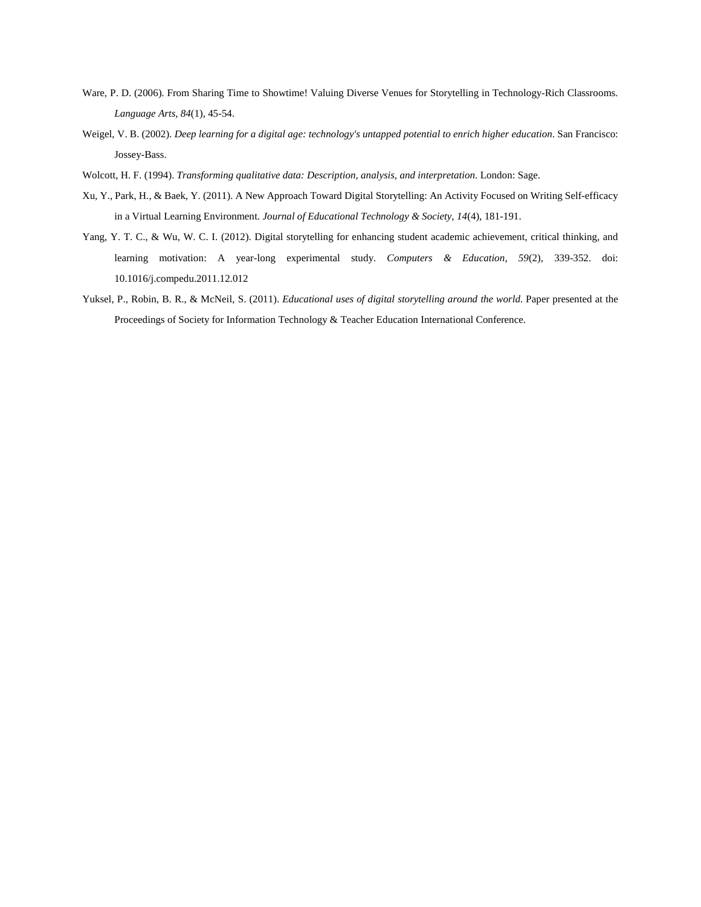Ware, P. D. (2006). From Sharing Time to Showtime! Valuing Diverse Venues for Storytelling in Technology-Rich Classrooms. *Language Arts, 84*(1), 45-54.

Weigel, V. B. (2002). *Deep learning for a digital age: technology's untapped potential to enrich higher education*. San Francisco: Jossey-Bass.

Wolcott, H. F. (1994). *Transforming qualitative data: Description, analysis, and interpretation*. London: Sage.

Xu, Y., Park, H., & Baek, Y. (2011). A New Approach Toward Digital Storytelling: An Activity Focused on Writing Self-efficacy in a Virtual Learning Environment. *Journal of Educational Technology & Society, 14*(4), 181-191.

Yang, Y. T. C., & Wu, W. C. I. (2012). Digital storytelling for enhancing student academic achievement, critical thinking, and learning motivation: A year-long experimental study. *Computers & Education, 59*(2), 339-352. doi: 10.1016/j.compedu.2011.12.012

Yuksel, P., Robin, B. R., & McNeil, S. (2011). *Educational uses of digital storytelling around the world*. Paper presented at the Proceedings of Society for Information Technology & Teacher Education International Conference.